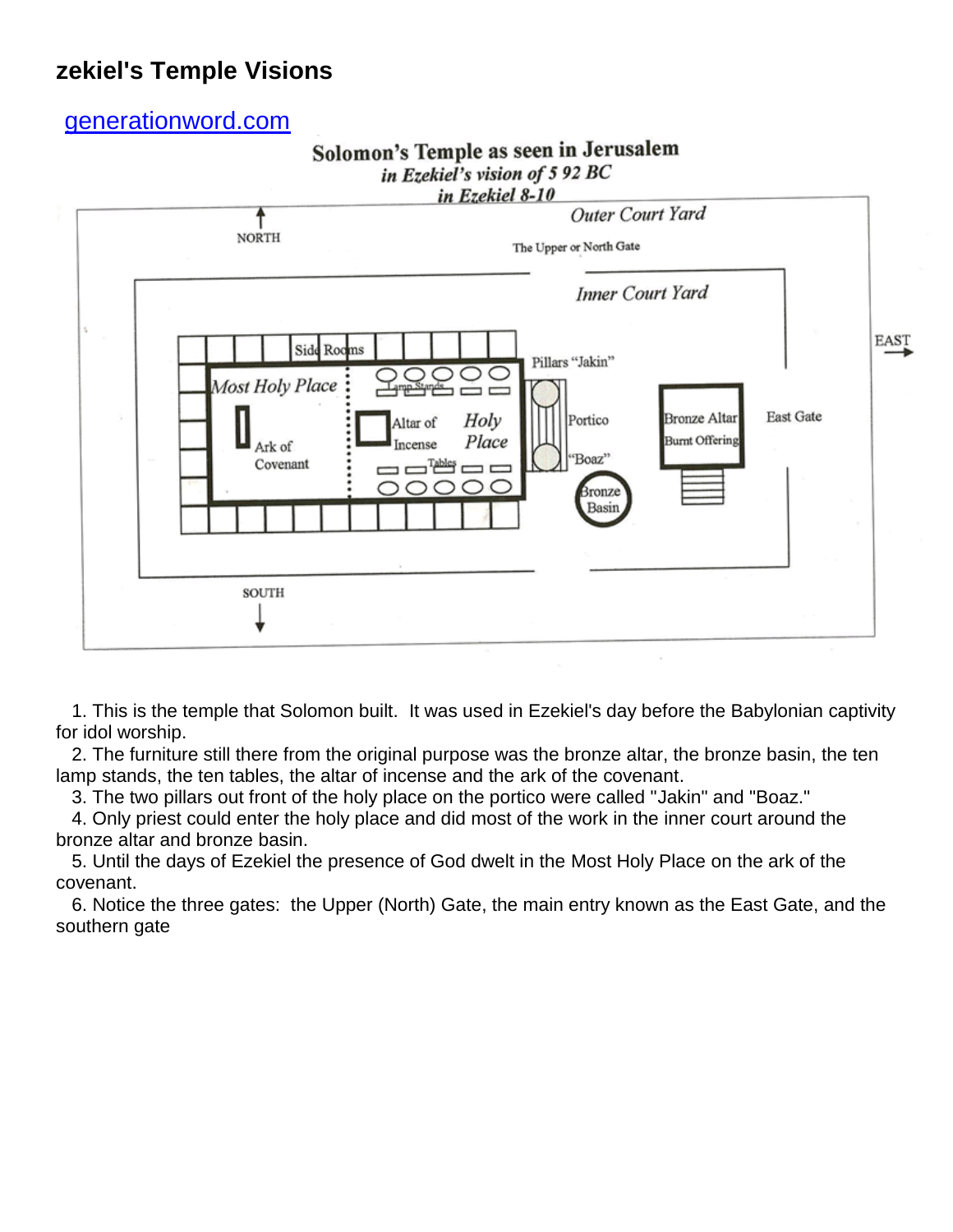# zekiel's Temple Visions

[generationword.com](generationword.com)

Solomon's Temple as seen in Jerusalem
*in Ezekiel's vision of 5 92 BC*
*in Ezekiel 8-10*

Outer Court Yard

NORTH

The Upper or North Gate

Inner Court Yard

EAST

Side Rooms

Most Holy Place

Lamp Stands

Pillars "Jakin"

Altar of Incense

Holy Place

Portico

Bronze Altar Burnt Offering

East Gate

Ark of Covenant

Tables

"Boaz"

Bronze Basin

SOUTH

1. This is the temple that Solomon built. It was used in Ezekiel's day before the Babylonian captivity for idol worship.
2. The furniture still there from the original purpose was the bronze altar, the bronze basin, the ten lamp stands, the ten tables, the altar of incense and the ark of the covenant.
3. The two pillars out front of the holy place on the portico were called "Jakin" and "Boaz."
4. Only priest could enter the holy place and did most of the work in the inner court around the bronze altar and bronze basin.
5. Until the days of Ezekiel the presence of God dwelt in the Most Holy Place on the ark of the covenant.
6. Notice the three gates: the Upper (North) Gate, the main entry known as the East Gate, and the southern gate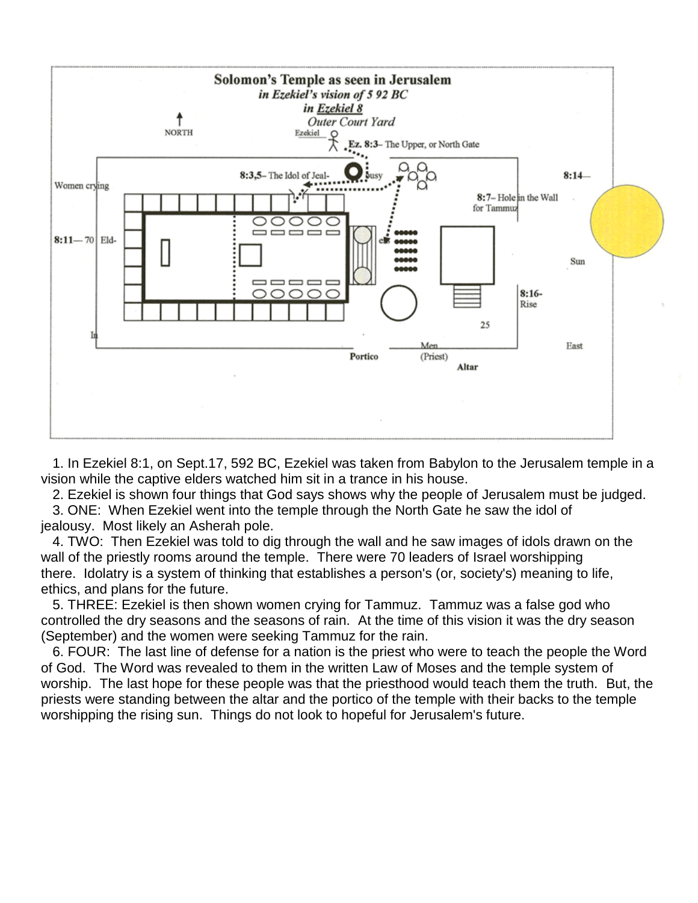1. In Ezekiel 8:1, on Sept.17, 592 BC, Ezekiel was taken from Babylon to the Jerusalem temple in a vision while the captive elders watched him sit in a trance in his house.
2. Ezekiel is shown four things that God says shows why the people of Jerusalem must be judged.
3. ONE: When Ezekiel went into the temple through the North Gate he saw the idol of jealousy. Most likely an Asherah pole.
4. TWO: Then Ezekiel was told to dig through the wall and he saw images of idols drawn on the wall of the priestly rooms around the temple. There were 70 leaders of Israel worshipping there. Idolatry is a system of thinking that establishes a person's (or, society's) meaning to life, ethics, and plans for the future.
5. THREE: Ezekiel is then shown women crying for Tammuz. Tammuz was a false god who controlled the dry seasons and the seasons of rain. At the time of this vision it was the dry season (September) and the women were seeking Tammuz for the rain.
6. FOUR: The last line of defense for a nation is the priest who were to teach the people the Word of God. The Word was revealed to them in the written Law of Moses and the temple system of worship. The last hope for these people was that the priesthood would teach them the truth. But, the priests were standing between the altar and the portico of the temple with their backs to the temple worshipping the rising sun. Things do not look to hopeful for Jerusalem's future.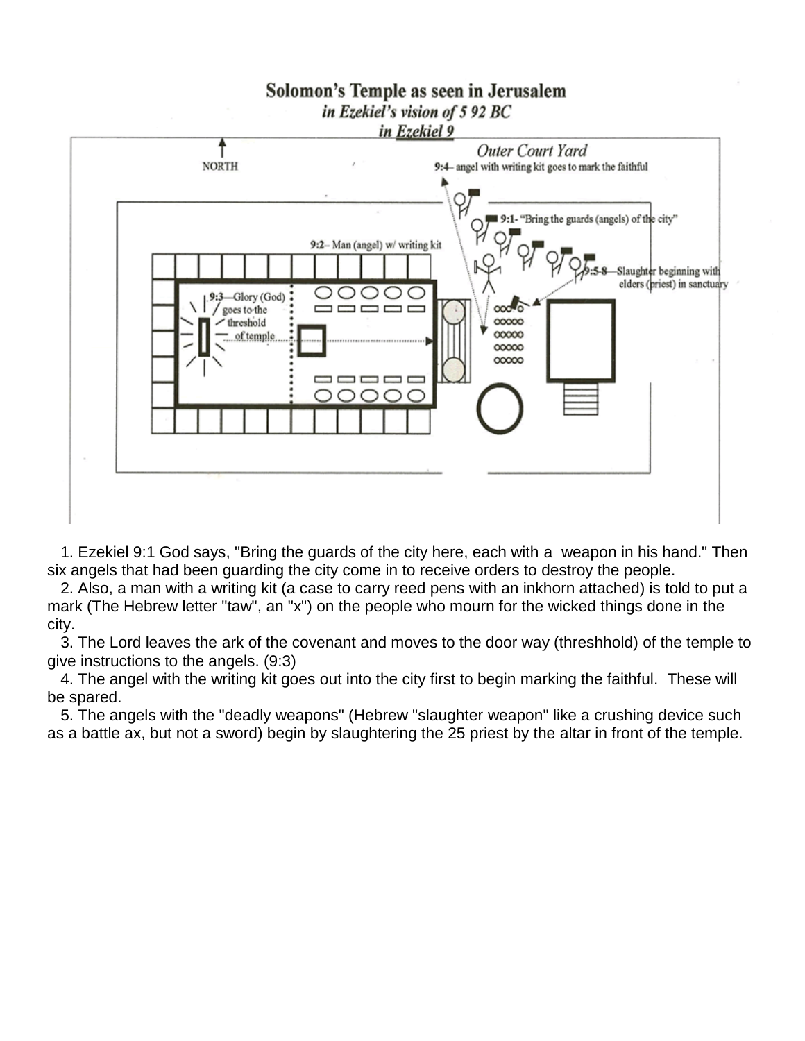# Solomon's Temple as seen in Jerusalem

*in Ezekiel's vision of 5 92 BC*

*in Ezekiel 9*

NORTH

*Outer Court Yard*

9:4– angel with writing kit goes to mark the faithful

9:1- "Bring the guards (angels) of the city"

9:2– Man (angel) w/ writing kit

9:5-8—Slaughter beginning with elders (priest) in sanctuary

9:3—Glory (God) goes to the threshold of temple

1. Ezekiel 9:1 God says, "Bring the guards of the city here, each with a weapon in his hand." Then six angels that had been guarding the city come in to receive orders to destroy the people.
2. Also, a man with a writing kit (a case to carry reed pens with an inkhorn attached) is told to put a mark (The Hebrew letter "taw", an "x") on the people who mourn for the wicked things done in the city.
3. The Lord leaves the ark of the covenant and moves to the door way (threshhold) of the temple to give instructions to the angels. (9:3)
4. The angel with the writing kit goes out into the city first to begin marking the faithful. These will be spared.
5. The angels with the "deadly weapons" (Hebrew "slaughter weapon" like a crushing device such as a battle ax, but not a sword) begin by slaughtering the 25 priest by the altar in front of the temple.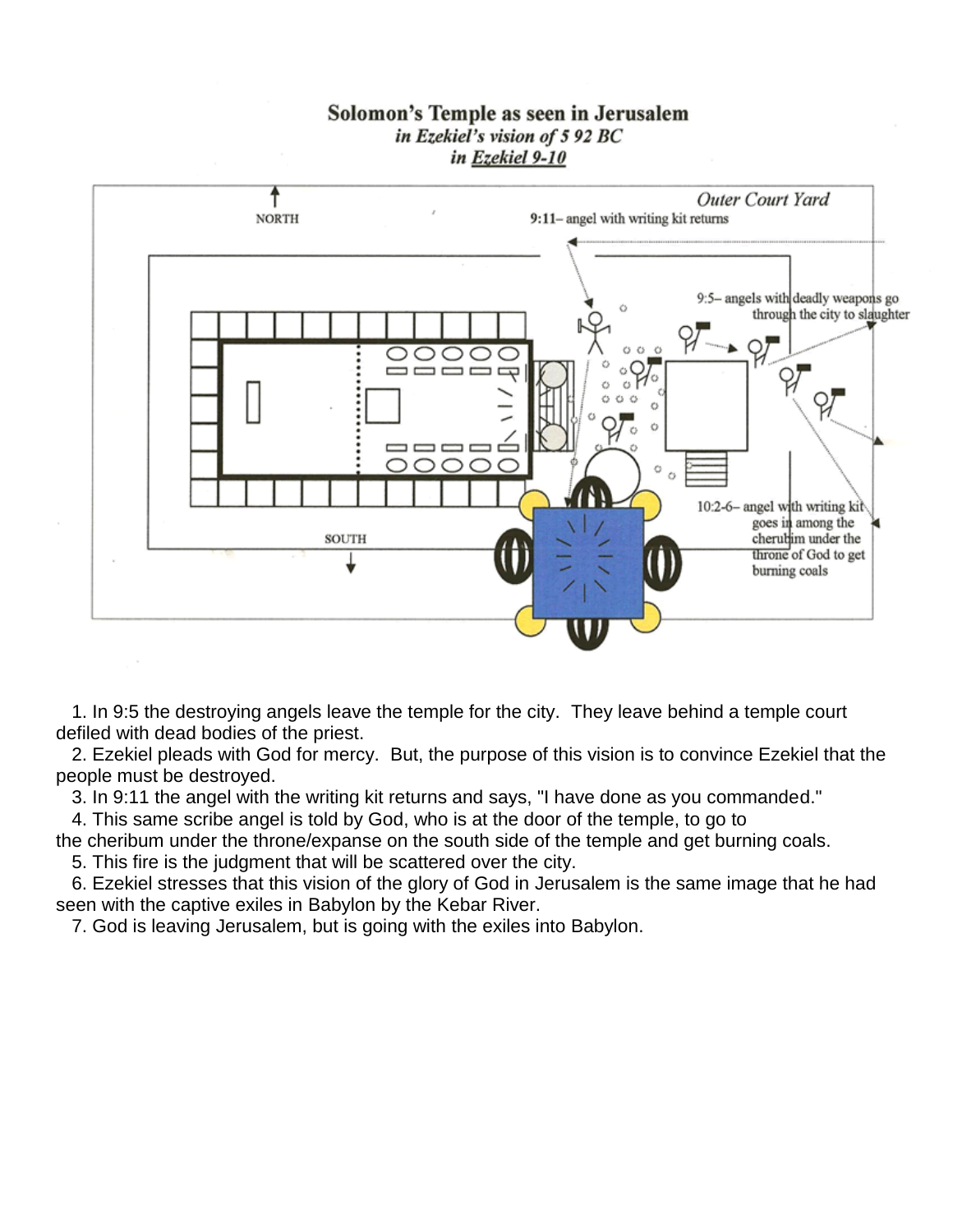## Solomon's Temple as seen in Jerusalem
### *in Ezekiel's vision of 5 92 BC*
### *in Ezekiel 9-10*

NORTH

*Outer Court Yard*

**9:11**– angel with writing kit returns

9:5– angels with deadly weapons go through the city to slaughter

10:2-6– angel with writing kit goes in among the cherubim under the throne of God to get burning coals

SOUTH

1. In 9:5 the destroying angels leave the temple for the city. They leave behind a temple court defiled with dead bodies of the priest.
2. Ezekiel pleads with God for mercy. But, the purpose of this vision is to convince Ezekiel that the people must be destroyed.
3. In 9:11 the angel with the writing kit returns and says, "I have done as you commanded."
4. This same scribe angel is told by God, who is at the door of the temple, to go to the cheribum under the throne/expanse on the south side of the temple and get burning coals.
5. This fire is the judgment that will be scattered over the city.
6. Ezekiel stresses that this vision of the glory of God in Jerusalem is the same image that he had seen with the captive exiles in Babylon by the Kebar River.
7. God is leaving Jerusalem, but is going with the exiles into Babylon.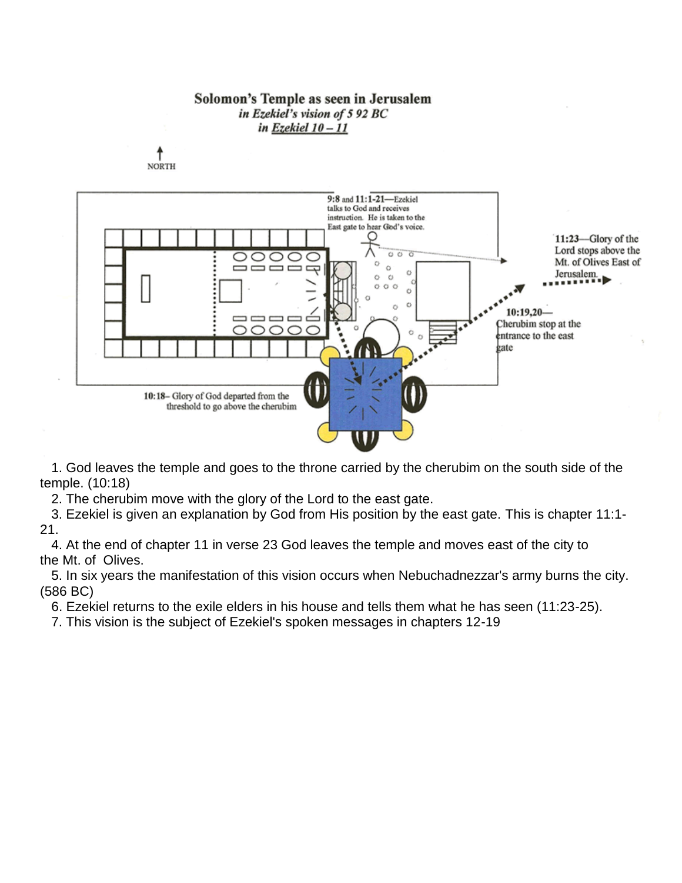## Solomon's Temple as seen in Jerusalem

*in Ezekiel's vision of 5 92 BC*

*in Ezekiel 10 – 11*

NORTH

**9:8** and **11:1-21**—Ezekiel talks to God and receives instruction. He is taken to the East gate to hear God's voice.

**11:23**—Glory of the Lord stops above the Mt. of Olives East of Jerusalem.

**10:19,20**—Cherubim stop at the entrance to the east gate

**10:18**– Glory of God departed from the threshold to go above the cherubim

1. God leaves the temple and goes to the throne carried by the cherubim on the south side of the temple. (10:18)
2. The cherubim move with the glory of the Lord to the east gate.
3. Ezekiel is given an explanation by God from His position by the east gate. This is chapter 11:1-21.
4. At the end of chapter 11 in verse 23 God leaves the temple and moves east of the city to the Mt. of Olives.
5. In six years the manifestation of this vision occurs when Nebuchadnezzar's army burns the city. (586 BC)
6. Ezekiel returns to the exile elders in his house and tells them what he has seen (11:23-25).
7. This vision is the subject of Ezekiel's spoken messages in chapters 12-19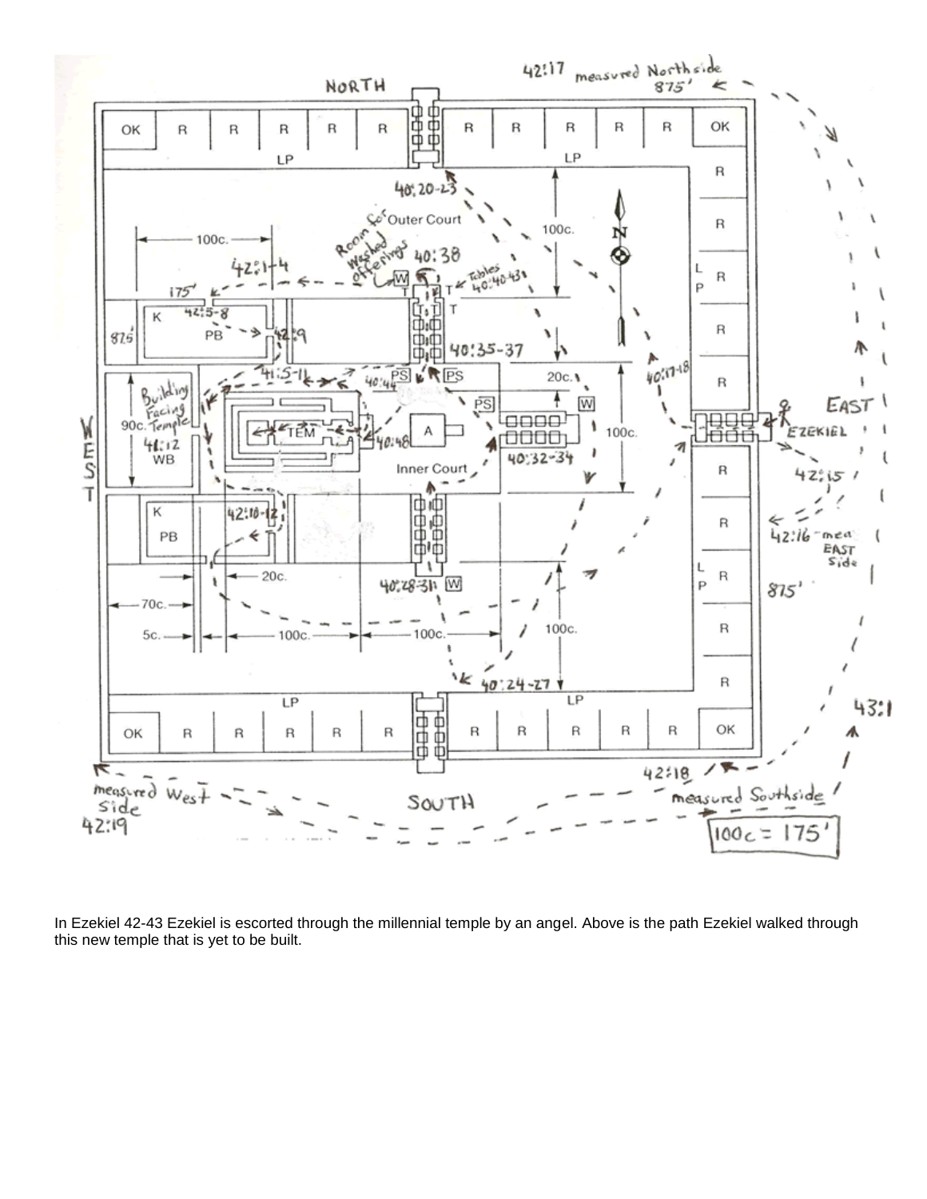42:17 measured Northside 875'

NORTH

OK R R R R R R R R R R OK

LP LP

40:20-23

Outer Court

100c.

100c.

Room for Washed offerings

40:38

Tables 40:40-43

42:1-4

175'

42:5-8

K

PB

875'

42:9

40:35-37

41:5-11

40:44

PS PS PS

20c.

W

40:17-18

EAST

EZEKIEL

Building Facing Temple

90c.

41:12

WB

WEST

TEM

40:48

A

Inner Court

40:32-34

100c.

42:15

42:16 - meas EAST Side

875'

K

PB

42:10-12

20c.

70c.

5c.

100c.

100c.

40:28-31

W

100c.

40:24-27

43:1

42:18

measured West side 42:19

SOUTH

measured Southside

100c = 175'

In Ezekiel 42-43 Ezekiel is escorted through the millennial temple by an angel. Above is the path Ezekiel walked through this new temple that is yet to be built.